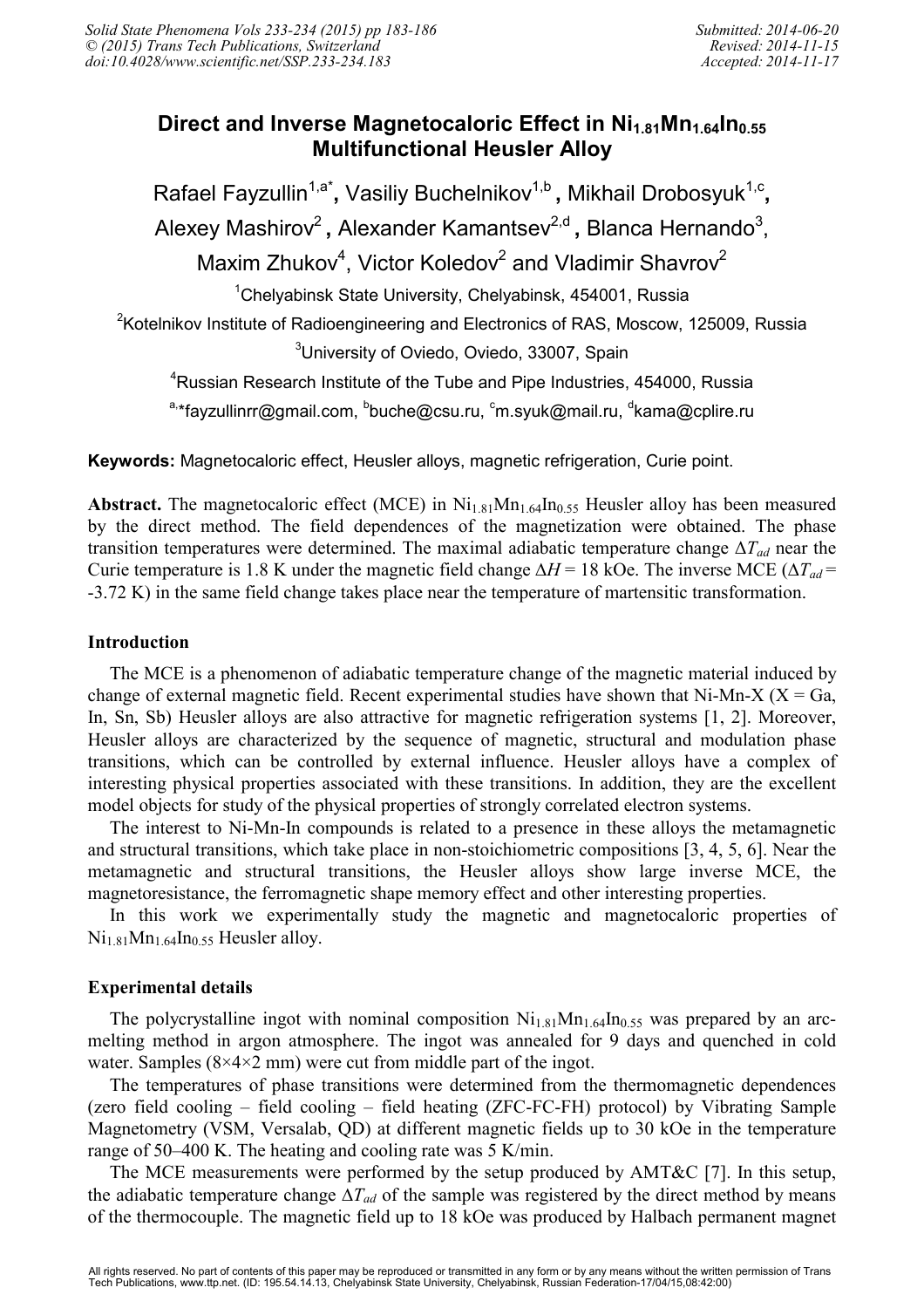# Direct and Inverse Magnetocaloric Effect in $Ni_{1.81}Mn_{1.64}In_{0.55}$ Multifunctional Heusler Alloy

Rafael Fayzullin[1,a*], Vasiliy Buchelnikov[1,b], Mikhail Drobosyuk[1,c], Alexey Mashirov[2], Alexander Kamantsev[2,d], Blanca Hernando[3], Maxim Zhukov[4], Victor Koledov[2] and Vladimir Shavrov[2]

[1]Chelyabinsk State University, Chelyabinsk, 454001, Russia

[2]Kotelnikov Institute of Radioengineering and Electronics of RAS, Moscow, 125009, Russia

[3]University of Oviedo, Oviedo, 33007, Spain

[4]Russian Research Institute of the Tube and Pipe Industries, 454000, Russia

[a,*]fayzullinrr@gmail.com, [b]buche@csu.ru, [c]m.syuk@mail.ru, [d]kama@cplire.ru

**Keywords:** Magnetocaloric effect, Heusler alloys, magnetic refrigeration, Curie point.

**Abstract.** The magnetocaloric effect (MCE) in $Ni_{1.81}Mn_{1.64}In_{0.55}$ Heusler alloy has been measured by the direct method. The field dependences of the magnetization were obtained. The phase transition temperatures were determined. The maximal adiabatic temperature change $\Delta T_{ad}$ near the Curie temperature is 1.8 K under the magnetic field change $\Delta H$ = 18 kOe. The inverse MCE ($\Delta T_{ad}$ = -3.72 K) in the same field change takes place near the temperature of martensitic transformation.

## Introduction

The MCE is a phenomenon of adiabatic temperature change of the magnetic material induced by change of external magnetic field. Recent experimental studies have shown that Ni-Mn-X (X = Ga, In, Sn, Sb) Heusler alloys are also attractive for magnetic refrigeration systems [1, 2]. Moreover, Heusler alloys are characterized by the sequence of magnetic, structural and modulation phase transitions, which can be controlled by external influence. Heusler alloys have a complex of interesting physical properties associated with these transitions. In addition, they are the excellent model objects for study of the physical properties of strongly correlated electron systems.

The interest to Ni-Mn-In compounds is related to a presence in these alloys the metamagnetic and structural transitions, which take place in non-stoichiometric compositions [3, 4, 5, 6]. Near the metamagnetic and structural transitions, the Heusler alloys show large inverse MCE, the magnetoresistance, the ferromagnetic shape memory effect and other interesting properties.

In this work we experimentally study the magnetic and magnetocaloric properties of $Ni_{1.81}Mn_{1.64}In_{0.55}$ Heusler alloy.

## Experimental details

The polycrystalline ingot with nominal composition $Ni_{1.81}Mn_{1.64}In_{0.55}$ was prepared by an arc-melting method in argon atmosphere. The ingot was annealed for 9 days and quenched in cold water. Samples (8×4×2 mm) were cut from middle part of the ingot.

The temperatures of phase transitions were determined from the thermomagnetic dependences (zero field cooling – field cooling – field heating (ZFC-FC-FH) protocol) by Vibrating Sample Magnetometry (VSM, Versalab, QD) at different magnetic fields up to 30 kOe in the temperature range of 50–400 K. The heating and cooling rate was 5 K/min.

The MCE measurements were performed by the setup produced by AMT&C [7]. In this setup, the adiabatic temperature change $\Delta T_{ad}$ of the sample was registered by the direct method by means of the thermocouple. The magnetic field up to 18 kOe was produced by Halbach permanent magnet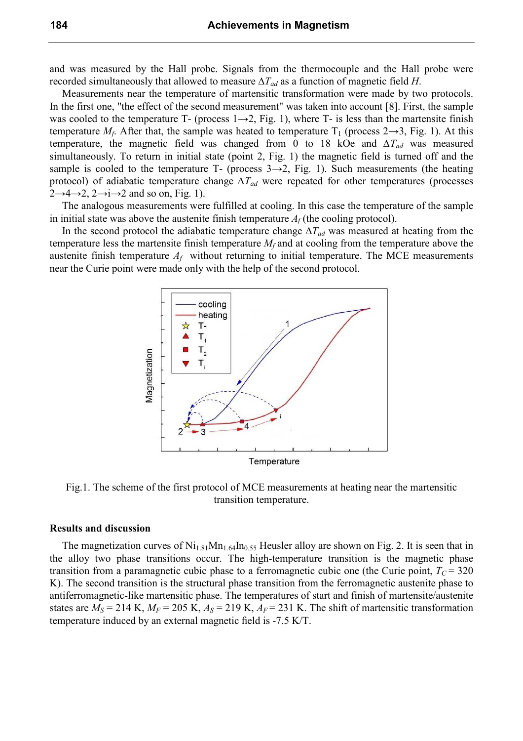and was measured by the Hall probe. Signals from the thermocouple and the Hall probe were recorded simultaneously that allowed to measure $\Delta T_{ad}$ as a function of magnetic field $H$.

Measurements near the temperature of martensitic transformation were made by two protocols. In the first one, "the effect of the second measurement" was taken into account [8]. First, the sample was cooled to the temperature T- (process 1→2, Fig. 1), where T- is less than the martensite finish temperature $M_f$. After that, the sample was heated to temperature $T_1$ (process 2→3, Fig. 1). At this temperature, the magnetic field was changed from 0 to 18 kOe and $\Delta T_{ad}$ was measured simultaneously. To return in initial state (point 2, Fig. 1) the magnetic field is turned off and the sample is cooled to the temperature T- (process 3→2, Fig. 1). Such measurements (the heating protocol) of adiabatic temperature change $\Delta T_{ad}$ were repeated for other temperatures (processes 2→4→2, 2→i→2 and so on, Fig. 1).

The analogous measurements were fulfilled at cooling. In this case the temperature of the sample in initial state was above the austenite finish temperature $A_f$ (the cooling protocol).

In the second protocol the adiabatic temperature change $\Delta T_{ad}$ was measured at heating from the temperature less the martensite finish temperature $M_f$ and at cooling from the temperature above the austenite finish temperature $A_f$ without returning to initial temperature. The MCE measurements near the Curie point were made only with the help of the second protocol.

Fig.1. The scheme of the first protocol of MCE measurements at heating near the martensitic transition temperature.

**Results and discussion**

The magnetization curves of $Ni_{1.81}Mn_{1.64}In_{0.55}$ Heusler alloy are shown on Fig. 2. It is seen that in the alloy two phase transitions occur. The high-temperature transition is the magnetic phase transition from a paramagnetic cubic phase to a ferromagnetic cubic one (the Curie point, $T_C$ = 320 K). The second transition is the structural phase transition from the ferromagnetic austenite phase to antiferromagnetic-like martensitic phase. The temperatures of start and finish of martensite/austenite states are $M_S$ = 214 K, $M_F$ = 205 K, $A_S$ = 219 K, $A_F$ = 231 K. The shift of martensitic transformation temperature induced by an external magnetic field is -7.5 K/T.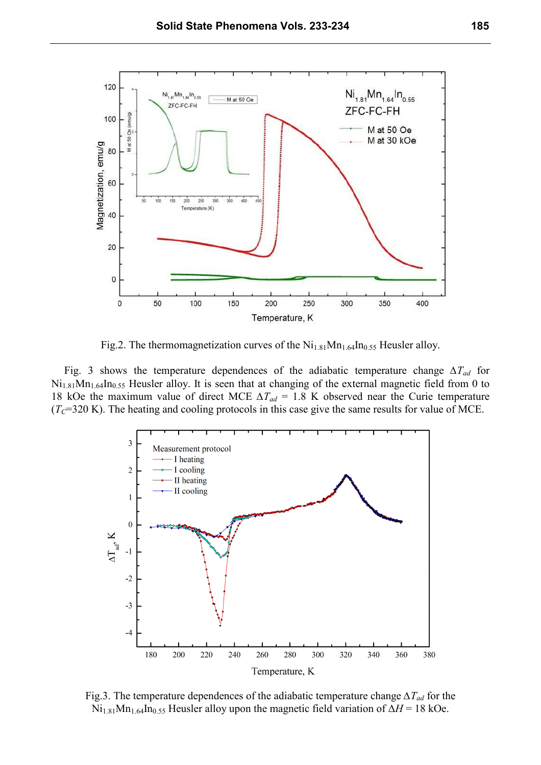Fig.2. The thermomagnetization curves of the $Ni_{1.81}Mn_{1.64}In_{0.55}$ Heusler alloy.

Fig. 3 shows the temperature dependences of the adiabatic temperature change $\Delta T_{ad}$ for $Ni_{1.81}Mn_{1.64}In_{0.55}$ Heusler alloy. It is seen that at changing of the external magnetic field from 0 to 18 kOe the maximum value of direct MCE $\Delta T_{ad}$ = 1.8 K observed near the Curie temperature ($T_C$=320 K). The heating and cooling protocols in this case give the same results for value of MCE.

Fig.3. The temperature dependences of the adiabatic temperature change $\Delta T_{ad}$ for the $Ni_{1.81}Mn_{1.64}In_{0.55}$ Heusler alloy upon the magnetic field variation of $\Delta H$ = 18 kOe.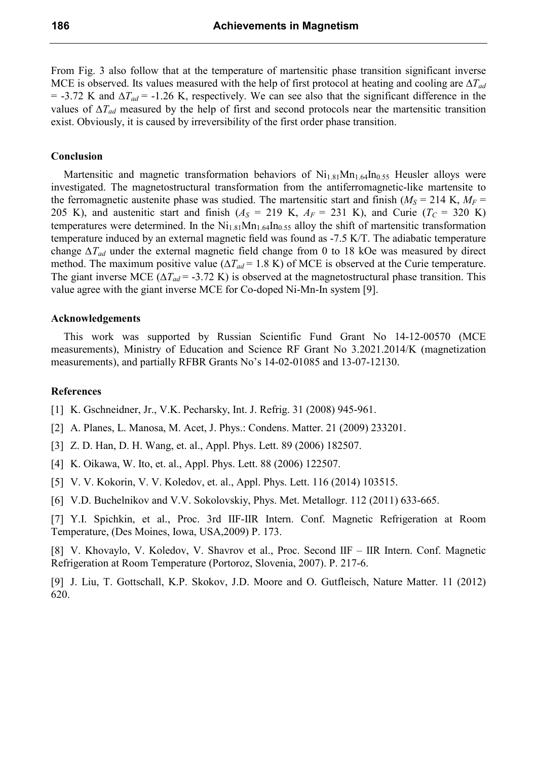From Fig. 3 also follow that at the temperature of martensitic phase transition significant inverse MCE is observed. Its values measured with the help of first protocol at heating and cooling are $\Delta T_{ad}$ = -3.72 K and $\Delta T_{ad}$ = -1.26 K, respectively. We can see also that the significant difference in the values of $\Delta T_{ad}$ measured by the help of first and second protocols near the martensitic transition exist. Obviously, it is caused by irreversibility of the first order phase transition.

## Conclusion

Martensitic and magnetic transformation behaviors of $Ni_{1.81}Mn_{1.64}In_{0.55}$ Heusler alloys were investigated. The magnetostructural transformation from the antiferromagnetic-like martensite to the ferromagnetic austenite phase was studied. The martensitic start and finish ($M_S$ = 214 K, $M_F$ = 205 K), and austenitic start and finish ($A_S$ = 219 K, $A_F$ = 231 K), and Curie ($T_C$ = 320 K) temperatures were determined. In the $Ni_{1.81}Mn_{1.64}In_{0.55}$ alloy the shift of martensitic transformation temperature induced by an external magnetic field was found as -7.5 K/T. The adiabatic temperature change $\Delta T_{ad}$ under the external magnetic field change from 0 to 18 kOe was measured by direct method. The maximum positive value ($\Delta T_{ad}$ = 1.8 K) of MCE is observed at the Curie temperature. The giant inverse MCE ($\Delta T_{ad}$ = -3.72 K) is observed at the magnetostructural phase transition. This value agree with the giant inverse MCE for Co-doped Ni-Mn-In system [9].

## Acknowledgements

This work was supported by Russian Scientific Fund Grant No 14-12-00570 (MCE measurements), Ministry of Education and Science RF Grant No 3.2021.2014/K (magnetization measurements), and partially RFBR Grants No's 14-02-01085 and 13-07-12130.

## References

[1] K. Gschneidner, Jr., V.K. Pecharsky, Int. J. Refrig. 31 (2008) 945-961.

[2] A. Planes, L. Manosa, M. Acet, J. Phys.: Condens. Matter. 21 (2009) 233201.

[3] Z. D. Han, D. H. Wang, et. al., Appl. Phys. Lett. 89 (2006) 182507.

[4] K. Oikawa, W. Ito, et. al., Appl. Phys. Lett. 88 (2006) 122507.

[5] V. V. Kokorin, V. V. Koledov, et. al., Appl. Phys. Lett. 116 (2014) 103515.

[6] V.D. Buchelnikov and V.V. Sokolovskiy, Phys. Met. Metallogr. 112 (2011) 633-665.

[7] Y.I. Spichkin, et al., Proc. 3rd IIF-IIR Intern. Conf. Magnetic Refrigeration at Room Temperature, (Des Moines, Iowa, USA,2009) P. 173.

[8] V. Khovaylo, V. Koledov, V. Shavrov et al., Proc. Second IIF – IIR Intern. Conf. Magnetic Refrigeration at Room Temperature (Portoroz, Slovenia, 2007). P. 217-6.

[9] J. Liu, T. Gottschall, K.P. Skokov, J.D. Moore and O. Gutfleisch, Nature Matter. 11 (2012) 620.